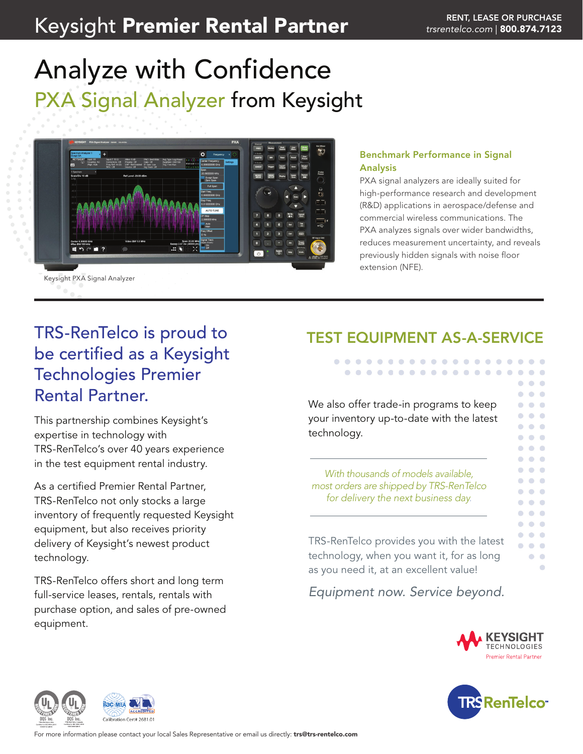# Keysight **Premier Rental Partner**

RENT, LEASE OR PURCHASE
*trsrentelco.com* | **800.874.7123**

# Analyze with Confidence

## PXA Signal Analyzer from Keysight

Keysight PXA Signal Analyzer

### Benchmark Performance in Signal Analysis

PXA signal analyzers are ideally suited for high-performance research and development (R&D) applications in aerospace/defense and commercial wireless communications. The PXA analyzes signals over wider bandwidths, reduces measurement uncertainty, and reveals previously hidden signals with noise floor extension (NFE).

## TRS-RenTelco is proud to be certified as a Keysight Technologies Premier Rental Partner.

This partnership combines Keysight's expertise in technology with TRS-RenTelco's over 40 years experience in the test equipment rental industry.

As a certified Premier Rental Partner, TRS-RenTelco not only stocks a large inventory of frequently requested Keysight equipment, but also receives priority delivery of Keysight's newest product technology.

TRS-RenTelco offers short and long term full-service leases, rentals, rentals with purchase option, and sales of pre-owned equipment.

## TEST EQUIPMENT AS-A-SERVICE

We also offer trade-in programs to keep your inventory up-to-date with the latest technology.

*With thousands of models available, most orders are shipped by TRS-RenTelco for delivery the next business day.*

TRS-RenTelco provides you with the latest technology, when you want it, for as long as you need it, at an excellent value!

*Equipment now. Service beyond.*

KEYSIGHT TECHNOLOGIES
Premier Rental Partner

TRS RenTelco

Calibration Cert# 2681.01

For more information please contact your local Sales Representative or email us directly: **trs@trs-rentelco.com**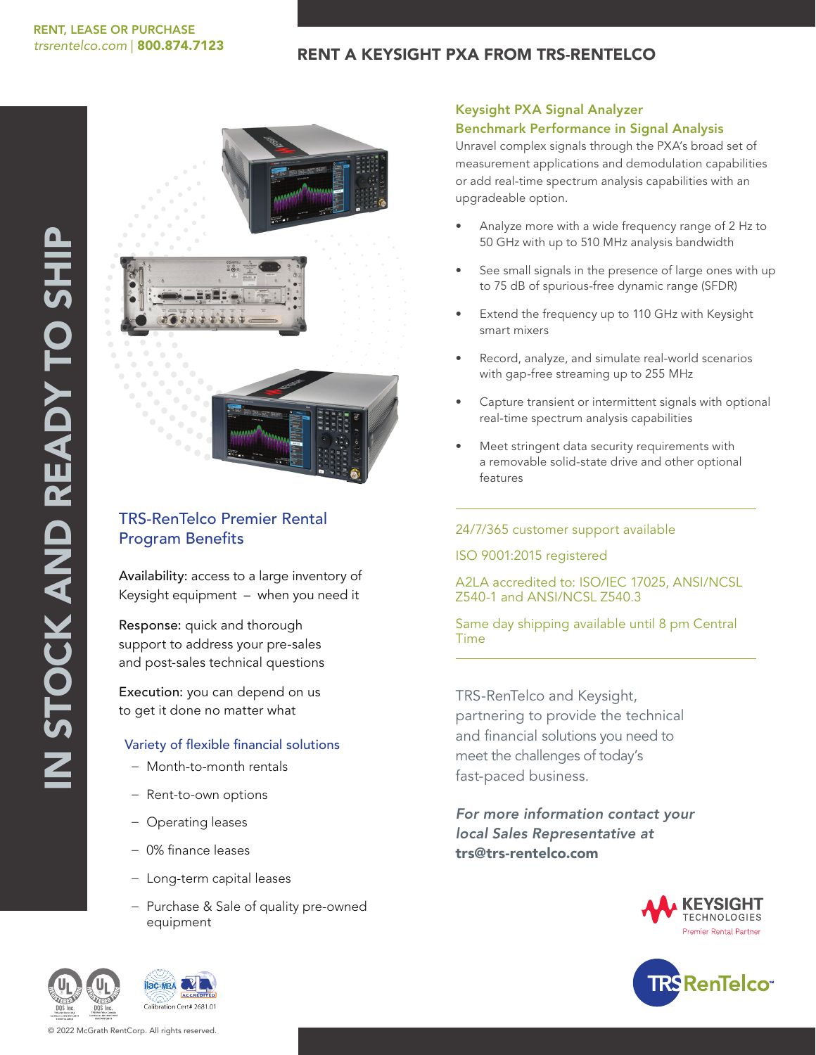RENT, LEASE OR PURCHASE
*trsrentelco.com* | **800.874.7123**

# RENT A KEYSIGHT PXA FROM TRS-RENTELCO

IN STOCK AND READY TO SHIP

## Keysight PXA Signal Analyzer
## Benchmark Performance in Signal Analysis

Unravel complex signals through the PXA's broad set of measurement applications and demodulation capabilities or add real-time spectrum analysis capabilities with an upgradeable option.

- Analyze more with a wide frequency range of 2 Hz to 50 GHz with up to 510 MHz analysis bandwidth
- See small signals in the presence of large ones with up to 75 dB of spurious-free dynamic range (SFDR)
- Extend the frequency up to 110 GHz with Keysight smart mixers
- Record, analyze, and simulate real-world scenarios with gap-free streaming up to 255 MHz
- Capture transient or intermittent signals with optional real-time spectrum analysis capabilities
- Meet stringent data security requirements with a removable solid-state drive and other optional features

## TRS-RenTelco Premier Rental Program Benefits

Availability: access to a large inventory of Keysight equipment – when you need it

Response: quick and thorough support to address your pre-sales and post-sales technical questions

Execution: you can depend on us to get it done no matter what

### Variety of flexible financial solutions

- Month-to-month rentals
- Rent-to-own options
- Operating leases
- 0% finance leases
- Long-term capital leases
- Purchase & Sale of quality pre-owned equipment

24/7/365 customer support available

ISO 9001:2015 registered

A2LA accredited to: ISO/IEC 17025, ANSI/NCSL Z540-1 and ANSI/NCSL Z540.3

Same day shipping available until 8 pm Central Time

TRS-RenTelco and Keysight, partnering to provide the technical and financial solutions you need to meet the challenges of today's fast-paced business.

*For more information contact your local Sales Representative at*
**trs@trs-rentelco.com**

KEYSIGHT TECHNOLOGIES
Premier Rental Partner

TRS RenTelco

Calibration Cert# 2681.01

© 2022 McGrath RentCorp. All rights reserved.